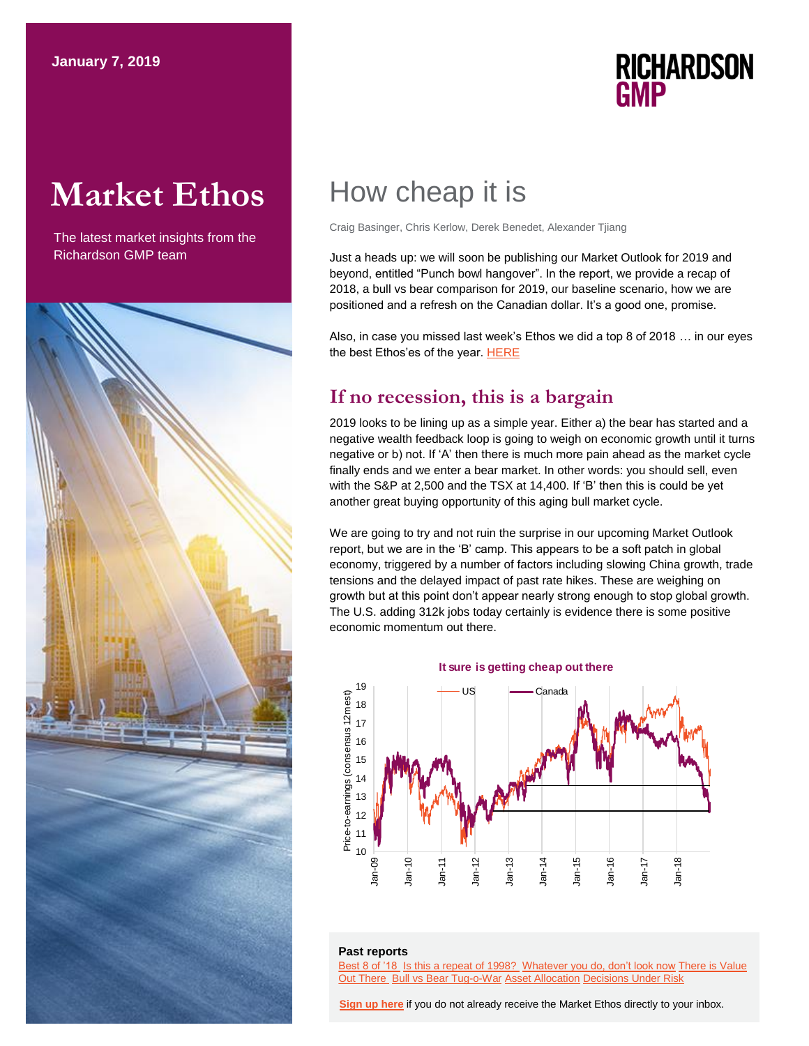January 7, 2019

RICHARDSON GMP

# Market Ethos

The latest market insights from the Richardson GMP team

# How cheap it is

Craig Basinger, Chris Kerlow, Derek Benedet, Alexander Tjiang

Just a heads up: we will soon be publishing our Market Outlook for 2019 and beyond, entitled "Punch bowl hangover". In the report, we provide a recap of 2018, a bull vs bear comparison for 2019, our baseline scenario, how we are positioned and a refresh on the Canadian dollar. It's a good one, promise.

Also, in case you missed last week's Ethos we did a top 8 of 2018 … in our eyes the best Ethos'es of the year. HERE

## If no recession, this is a bargain

2019 looks to be lining up as a simple year. Either a) the bear has started and a negative wealth feedback loop is going to weigh on economic growth until it turns negative or b) not. If 'A' then there is much more pain ahead as the market cycle finally ends and we enter a bear market. In other words: you should sell, even with the S&P at 2,500 and the TSX at 14,400. If 'B' then this is could be yet another great buying opportunity of this aging bull market cycle.

We are going to try and not ruin the surprise in our upcoming Market Outlook report, but we are in the 'B' camp. This appears to be a soft patch in global economy, triggered by a number of factors including slowing China growth, trade tensions and the delayed impact of past rate hikes. These are weighing on growth but at this point don't appear nearly strong enough to stop global growth. The U.S. adding 312k jobs today certainly is evidence there is some positive economic momentum out there.

**It sure is getting cheap out there**

Price-to-earnings (consensus 12m est) — US, Canada — Jan-09 to Jan-18

**Past reports**

Best 8 of '18 Is this a repeat of 1998? Whatever you do, don't look now There is Value Out There Bull vs Bear Tug-o-War Asset Allocation Decisions Under Risk

**Sign up here** if you do not already receive the Market Ethos directly to your inbox.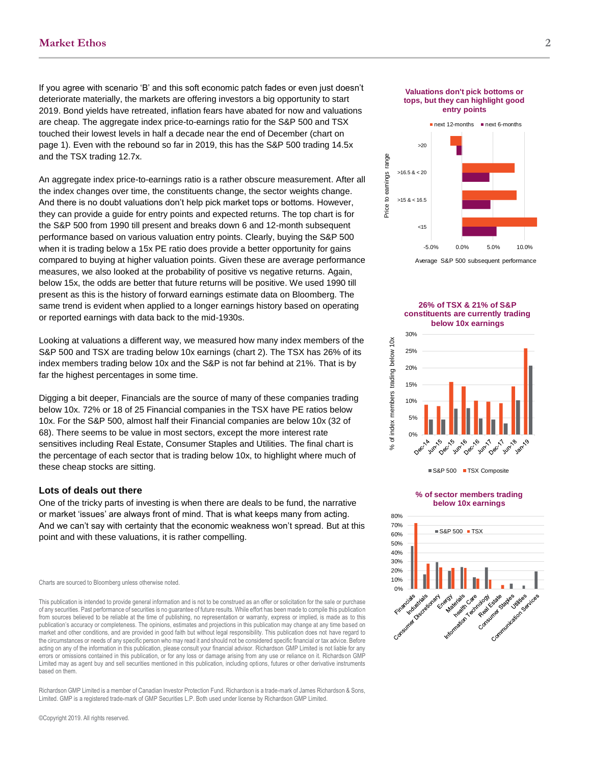If you agree with scenario 'B' and this soft economic patch fades or even just doesn't deteriorate materially, the markets are offering investors a big opportunity to start 2019. Bond yields have retreated, inflation fears have abated for now and valuations are cheap. The aggregate index price-to-earnings ratio for the S&P 500 and TSX touched their lowest levels in half a decade near the end of December (chart on page 1). Even with the rebound so far in 2019, this has the S&P 500 trading 14.5x and the TSX trading 12.7x.

An aggregate index price-to-earnings ratio is a rather obscure measurement. After all the index changes over time, the constituents change, the sector weights change. And there is no doubt valuations don't help pick market tops or bottoms. However, they can provide a guide for entry points and expected returns. The top chart is for the S&P 500 from 1990 till present and breaks down 6 and 12-month subsequent performance based on various valuation entry points. Clearly, buying the S&P 500 when it is trading below a 15x PE ratio does provide a better opportunity for gains compared to buying at higher valuation points. Given these are average performance measures, we also looked at the probability of positive vs negative returns. Again, below 15x, the odds are better that future returns will be positive. We used 1990 till present as this is the history of forward earnings estimate data on Bloomberg. The same trend is evident when applied to a longer earnings history based on operating or reported earnings with data back to the mid-1930s.

Looking at valuations a different way, we measured how many index members of the S&P 500 and TSX are trading below 10x earnings (chart 2). The TSX has 26% of its index members trading below 10x and the S&P is not far behind at 21%. That is by far the highest percentages in some time.

Digging a bit deeper, Financials are the source of many of these companies trading below 10x. 72% or 18 of 25 Financial companies in the TSX have PE ratios below 10x. For the S&P 500, almost half their Financial companies are below 10x (32 of 68). There seems to be value in most sectors, except the more interest rate sensitives including Real Estate, Consumer Staples and Utilities. The final chart is the percentage of each sector that is trading below 10x, to highlight where much of these cheap stocks are sitting.

## Lots of deals out there

One of the tricky parts of investing is when there are deals to be fund, the narrative or market 'issues' are always front of mind. That is what keeps many from acting. And we can't say with certainty that the economic weakness won't spread. But at this point and with these valuations, it is rather compelling.

**Valuations don't pick bottoms or tops, but they can highlight good entry points**

next 12-months   next 6-months

Price to earnings range: >20, >16.5 & < 20, >15 & < 16.5, <15

-5.0%   0.0%   5.0%   10.0%

Average S&P 500 subsequent performance

**26% of TSX & 21% of S&P constituents are currently trading below 10x earnings**

% of index members trading below 10x

30%, 25%, 20%, 15%, 10%, 5%, 0%

Dec-14, Jun-15, Dec-15, Jun-16, Dec-16, Jun-17, Dec-17, Jun-18, Jan-19

S&P 500   TSX Composite

**% of sector members trading below 10x earnings**

80%, 70%, 60%, 50%, 40%, 30%, 20%, 10%, 0%

S&P 500   TSX

Financials, Industrials, Consumer Discretionary, Energy, Materials, health Care, Information Technology, Real Estate, Consumer Staples, Utilities, Communication Services

Charts are sourced to Bloomberg unless otherwise noted.

This publication is intended to provide general information and is not to be construed as an offer or solicitation for the sale or purchase of any securities. Past performance of securities is no guarantee of future results. While effort has been made to compile this publication from sources believed to be reliable at the time of publishing, no representation or warranty, express or implied, is made as to this publication's accuracy or completeness. The opinions, estimates and projections in this publication may change at any time based on market and other conditions, and are provided in good faith but without legal responsibility. This publication does not have regard to the circumstances or needs of any specific person who may read it and should not be considered specific financial or tax advice. Before acting on any of the information in this publication, please consult your financial advisor. Richardson GMP Limited is not liable for any errors or omissions contained in this publication, or for any loss or damage arising from any use or reliance on it. Richardson GMP Limited may as agent buy and sell securities mentioned in this publication, including options, futures or other derivative instruments based on them.

Richardson GMP Limited is a member of Canadian Investor Protection Fund. Richardson is a trade-mark of James Richardson & Sons, Limited. GMP is a registered trade-mark of GMP Securities L.P. Both used under license by Richardson GMP Limited.

©Copyright 2019. All rights reserved.